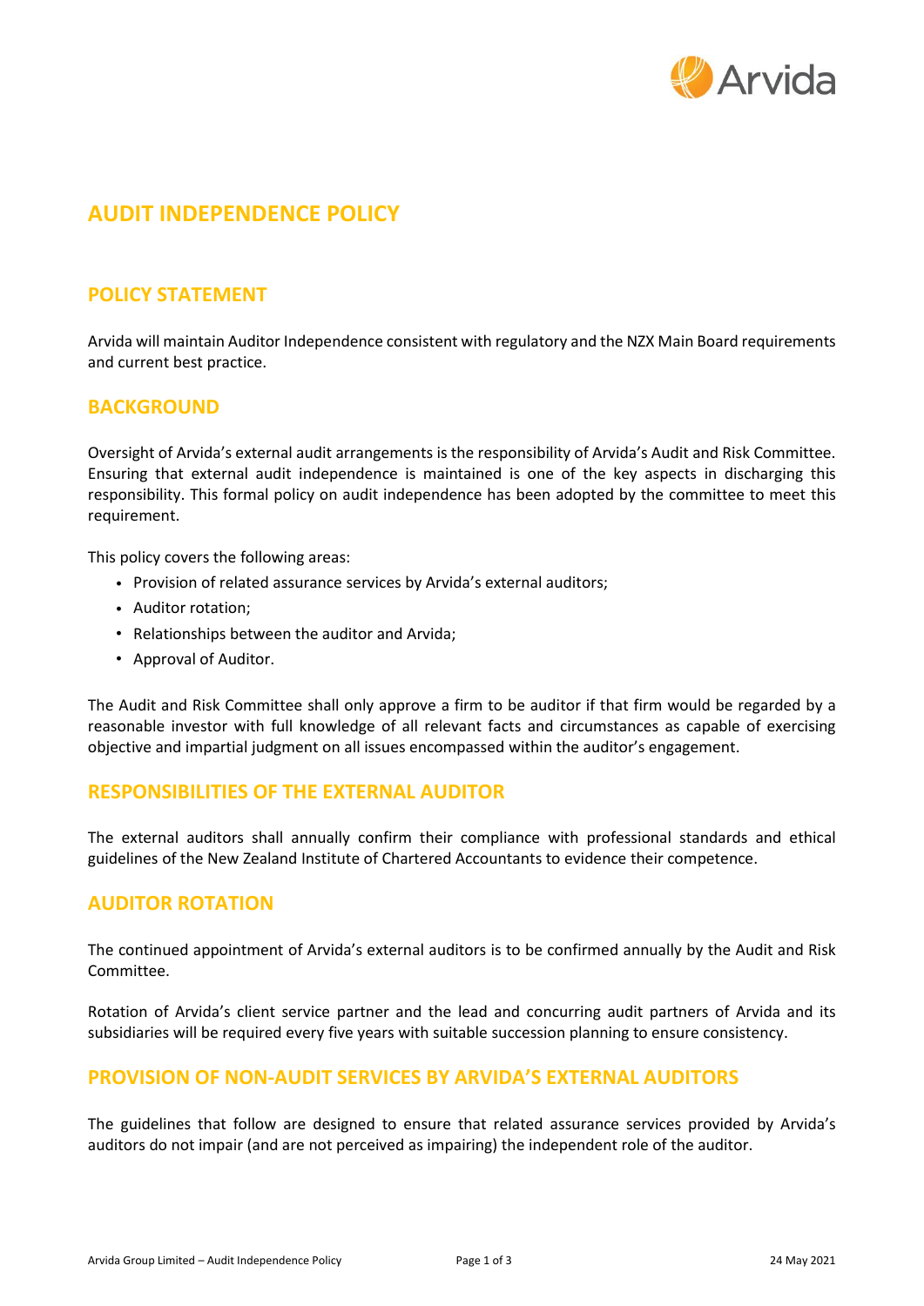# AUDIT INDEPENDENCE POLICY

## POLICY STATEMENT

Arvida will maintain Auditor Independence consistent with regulatory and the NZX Main Board requirements and current best practice.

## BACKGROUND

Oversight of Arvida's external audit arrangements is the responsibility of Arvida's Audit and Risk Committee. Ensuring that external audit independence is maintained is one of the key aspects in discharging this responsibility. This formal policy on audit independence has been adopted by the committee to meet this requirement.

This policy covers the following areas:

- Provision of related assurance services by Arvida's external auditors;
- Auditor rotation;
- Relationships between the auditor and Arvida;
- Approval of Auditor.

The Audit and Risk Committee shall only approve a firm to be auditor if that firm would be regarded by a reasonable investor with full knowledge of all relevant facts and circumstances as capable of exercising objective and impartial judgment on all issues encompassed within the auditor's engagement.

## RESPONSIBILITIES OF THE EXTERNAL AUDITOR

The external auditors shall annually confirm their compliance with professional standards and ethical guidelines of the New Zealand Institute of Chartered Accountants to evidence their competence.

## AUDITOR ROTATION

The continued appointment of Arvida's external auditors is to be confirmed annually by the Audit and Risk Committee.

Rotation of Arvida's client service partner and the lead and concurring audit partners of Arvida and its subsidiaries will be required every five years with suitable succession planning to ensure consistency.

## PROVISION OF NON-AUDIT SERVICES BY ARVIDA'S EXTERNAL AUDITORS

The guidelines that follow are designed to ensure that related assurance services provided by Arvida's auditors do not impair (and are not perceived as impairing) the independent role of the auditor.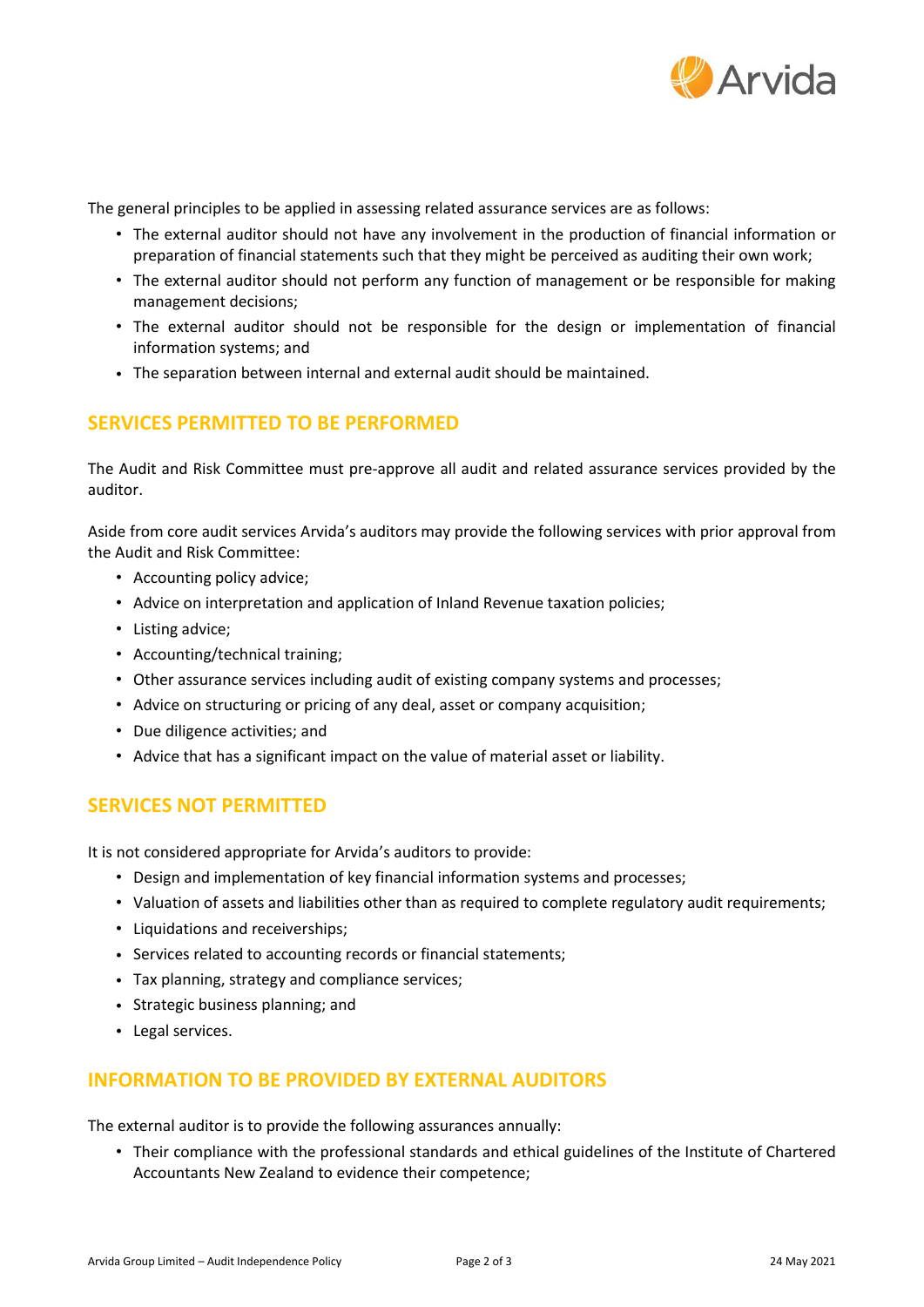The general principles to be applied in assessing related assurance services are as follows:

- The external auditor should not have any involvement in the production of financial information or preparation of financial statements such that they might be perceived as auditing their own work;
- The external auditor should not perform any function of management or be responsible for making management decisions;
- The external auditor should not be responsible for the design or implementation of financial information systems; and
- The separation between internal and external audit should be maintained.

## SERVICES PERMITTED TO BE PERFORMED

The Audit and Risk Committee must pre-approve all audit and related assurance services provided by the auditor.

Aside from core audit services Arvida's auditors may provide the following services with prior approval from the Audit and Risk Committee:

- Accounting policy advice;
- Advice on interpretation and application of Inland Revenue taxation policies;
- Listing advice;
- Accounting/technical training;
- Other assurance services including audit of existing company systems and processes;
- Advice on structuring or pricing of any deal, asset or company acquisition;
- Due diligence activities; and
- Advice that has a significant impact on the value of material asset or liability.

## SERVICES NOT PERMITTED

It is not considered appropriate for Arvida's auditors to provide:

- Design and implementation of key financial information systems and processes;
- Valuation of assets and liabilities other than as required to complete regulatory audit requirements;
- Liquidations and receiverships;
- Services related to accounting records or financial statements;
- Tax planning, strategy and compliance services;
- Strategic business planning; and
- Legal services.

## INFORMATION TO BE PROVIDED BY EXTERNAL AUDITORS

The external auditor is to provide the following assurances annually:

- Their compliance with the professional standards and ethical guidelines of the Institute of Chartered Accountants New Zealand to evidence their competence;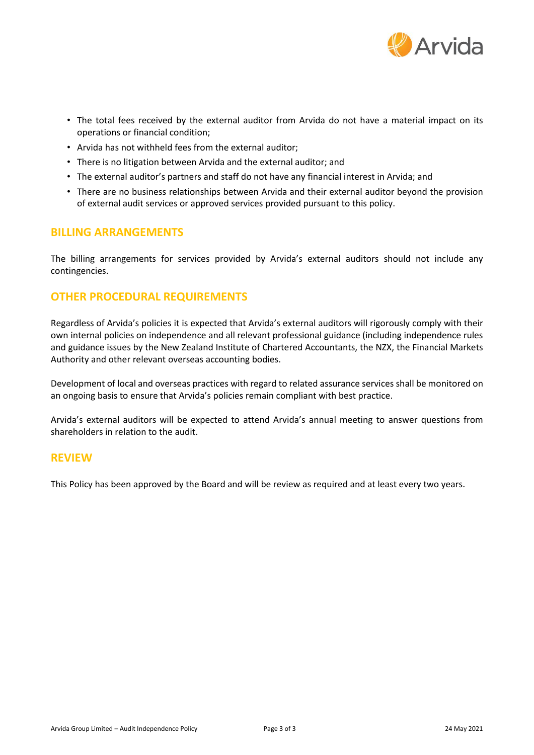- The total fees received by the external auditor from Arvida do not have a material impact on its operations or financial condition;
- Arvida has not withheld fees from the external auditor;
- There is no litigation between Arvida and the external auditor; and
- The external auditor's partners and staff do not have any financial interest in Arvida; and
- There are no business relationships between Arvida and their external auditor beyond the provision of external audit services or approved services provided pursuant to this policy.

## BILLING ARRANGEMENTS

The billing arrangements for services provided by Arvida's external auditors should not include any contingencies.

## OTHER PROCEDURAL REQUIREMENTS

Regardless of Arvida's policies it is expected that Arvida's external auditors will rigorously comply with their own internal policies on independence and all relevant professional guidance (including independence rules and guidance issues by the New Zealand Institute of Chartered Accountants, the NZX, the Financial Markets Authority and other relevant overseas accounting bodies.

Development of local and overseas practices with regard to related assurance services shall be monitored on an ongoing basis to ensure that Arvida's policies remain compliant with best practice.

Arvida's external auditors will be expected to attend Arvida's annual meeting to answer questions from shareholders in relation to the audit.

## REVIEW

This Policy has been approved by the Board and will be review as required and at least every two years.